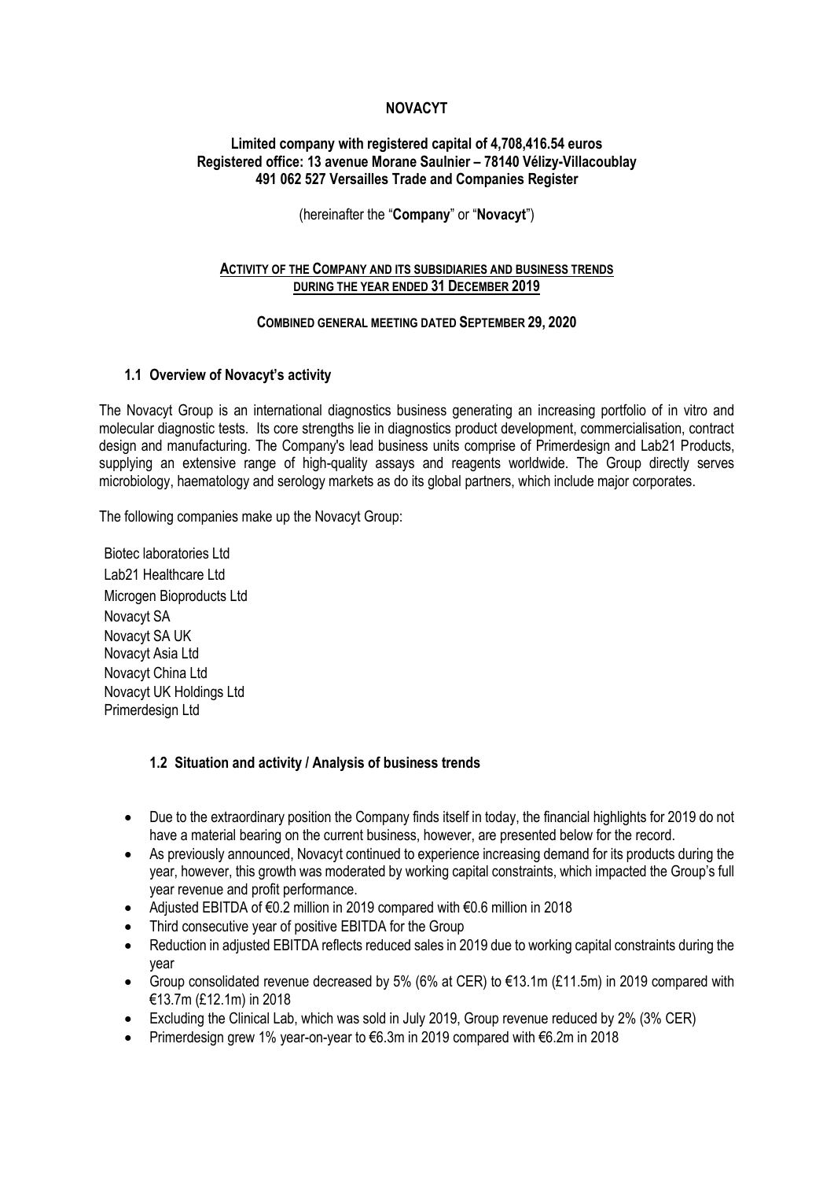# NOVACYT

**Limited company with registered capital of 4,708,416.54 euros**
**Registered office: 13 avenue Morane Saulnier – 78140 Vélizy-Villacoublay**
**491 062 527 Versailles Trade and Companies Register**

(hereinafter the "**Company**" or "**Novacyt**")

**ACTIVITY OF THE COMPANY AND ITS SUBSIDIARIES AND BUSINESS TRENDS DURING THE YEAR ENDED 31 DECEMBER 2019**

**COMBINED GENERAL MEETING DATED SEPTEMBER 29, 2020**

## 1.1 Overview of Novacyt's activity

The Novacyt Group is an international diagnostics business generating an increasing portfolio of in vitro and molecular diagnostic tests. Its core strengths lie in diagnostics product development, commercialisation, contract design and manufacturing. The Company's lead business units comprise of Primerdesign and Lab21 Products, supplying an extensive range of high-quality assays and reagents worldwide. The Group directly serves microbiology, haematology and serology markets as do its global partners, which include major corporates.

The following companies make up the Novacyt Group:

Biotec laboratories Ltd
Lab21 Healthcare Ltd
Microgen Bioproducts Ltd
Novacyt SA
Novacyt SA UK
Novacyt Asia Ltd
Novacyt China Ltd
Novacyt UK Holdings Ltd
Primerdesign Ltd

## 1.2 Situation and activity / Analysis of business trends

- Due to the extraordinary position the Company finds itself in today, the financial highlights for 2019 do not have a material bearing on the current business, however, are presented below for the record.
- As previously announced, Novacyt continued to experience increasing demand for its products during the year, however, this growth was moderated by working capital constraints, which impacted the Group's full year revenue and profit performance.
- Adjusted EBITDA of €0.2 million in 2019 compared with €0.6 million in 2018
- Third consecutive year of positive EBITDA for the Group
- Reduction in adjusted EBITDA reflects reduced sales in 2019 due to working capital constraints during the year
- Group consolidated revenue decreased by 5% (6% at CER) to €13.1m (£11.5m) in 2019 compared with €13.7m (£12.1m) in 2018
- Excluding the Clinical Lab, which was sold in July 2019, Group revenue reduced by 2% (3% CER)
- Primerdesign grew 1% year-on-year to €6.3m in 2019 compared with €6.2m in 2018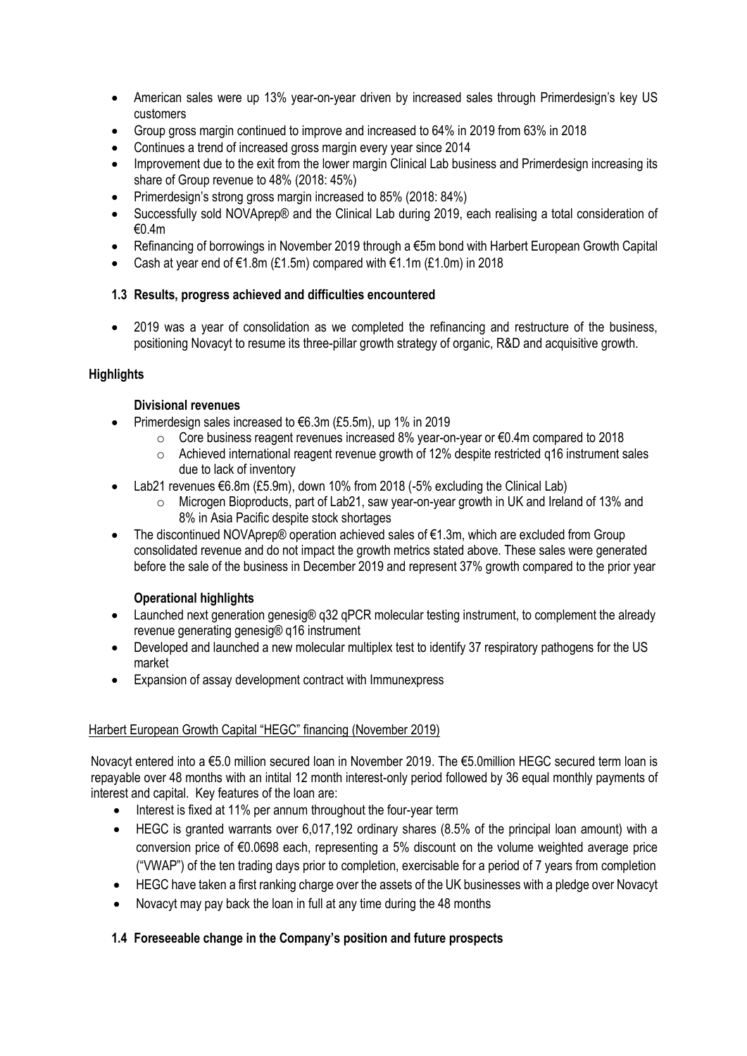- American sales were up 13% year-on-year driven by increased sales through Primerdesign's key US customers
- Group gross margin continued to improve and increased to 64% in 2019 from 63% in 2018
- Continues a trend of increased gross margin every year since 2014
- Improvement due to the exit from the lower margin Clinical Lab business and Primerdesign increasing its share of Group revenue to 48% (2018: 45%)
- Primerdesign's strong gross margin increased to 85% (2018: 84%)
- Successfully sold NOVAprep® and the Clinical Lab during 2019, each realising a total consideration of €0.4m
- Refinancing of borrowings in November 2019 through a €5m bond with Harbert European Growth Capital
- Cash at year end of €1.8m (£1.5m) compared with €1.1m (£1.0m) in 2018

### 1.3 Results, progress achieved and difficulties encountered

- 2019 was a year of consolidation as we completed the refinancing and restructure of the business, positioning Novacyt to resume its three-pillar growth strategy of organic, R&D and acquisitive growth.

**Highlights**

**Divisional revenues**

- Primerdesign sales increased to €6.3m (£5.5m), up 1% in 2019
  - Core business reagent revenues increased 8% year-on-year or €0.4m compared to 2018
  - Achieved international reagent revenue growth of 12% despite restricted q16 instrument sales due to lack of inventory
- Lab21 revenues €6.8m (£5.9m), down 10% from 2018 (-5% excluding the Clinical Lab)
  - Microgen Bioproducts, part of Lab21, saw year-on-year growth in UK and Ireland of 13% and 8% in Asia Pacific despite stock shortages
- The discontinued NOVAprep® operation achieved sales of €1.3m, which are excluded from Group consolidated revenue and do not impact the growth metrics stated above. These sales were generated before the sale of the business in December 2019 and represent 37% growth compared to the prior year

**Operational highlights**

- Launched next generation genesig® q32 qPCR molecular testing instrument, to complement the already revenue generating genesig® q16 instrument
- Developed and launched a new molecular multiplex test to identify 37 respiratory pathogens for the US market
- Expansion of assay development contract with Immunexpress

Harbert European Growth Capital "HEGC" financing (November 2019)

Novacyt entered into a €5.0 million secured loan in November 2019. The €5.0million HEGC secured term loan is repayable over 48 months with an intital 12 month interest-only period followed by 36 equal monthly payments of interest and capital. Key features of the loan are:

- Interest is fixed at 11% per annum throughout the four-year term
- HEGC is granted warrants over 6,017,192 ordinary shares (8.5% of the principal loan amount) with a conversion price of €0.0698 each, representing a 5% discount on the volume weighted average price ("VWAP") of the ten trading days prior to completion, exercisable for a period of 7 years from completion
- HEGC have taken a first ranking charge over the assets of the UK businesses with a pledge over Novacyt
- Novacyt may pay back the loan in full at any time during the 48 months

### 1.4 Foreseeable change in the Company's position and future prospects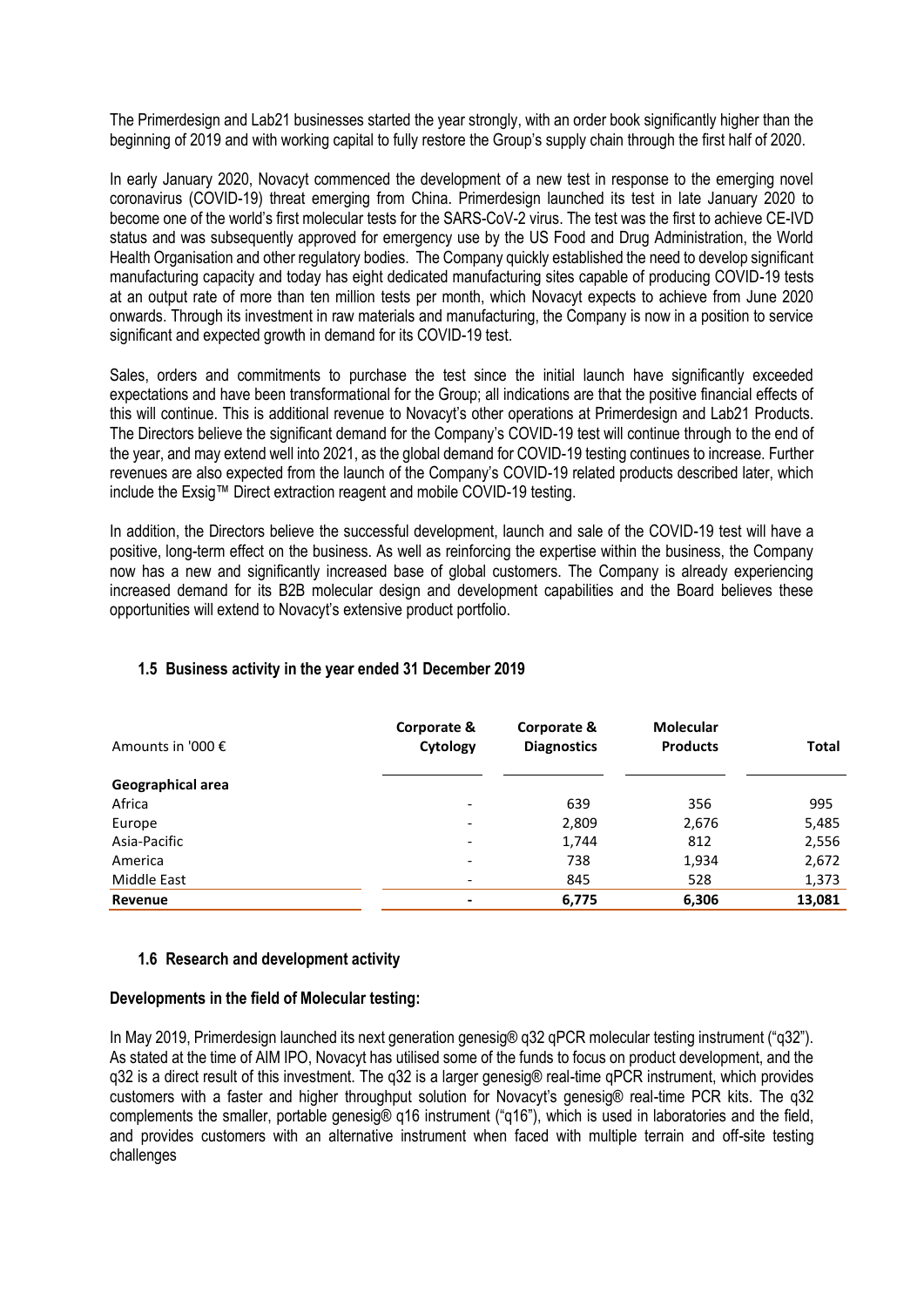The Primerdesign and Lab21 businesses started the year strongly, with an order book significantly higher than the beginning of 2019 and with working capital to fully restore the Group's supply chain through the first half of 2020.

In early January 2020, Novacyt commenced the development of a new test in response to the emerging novel coronavirus (COVID-19) threat emerging from China. Primerdesign launched its test in late January 2020 to become one of the world's first molecular tests for the SARS-CoV-2 virus. The test was the first to achieve CE-IVD status and was subsequently approved for emergency use by the US Food and Drug Administration, the World Health Organisation and other regulatory bodies. The Company quickly established the need to develop significant manufacturing capacity and today has eight dedicated manufacturing sites capable of producing COVID-19 tests at an output rate of more than ten million tests per month, which Novacyt expects to achieve from June 2020 onwards. Through its investment in raw materials and manufacturing, the Company is now in a position to service significant and expected growth in demand for its COVID-19 test.

Sales, orders and commitments to purchase the test since the initial launch have significantly exceeded expectations and have been transformational for the Group; all indications are that the positive financial effects of this will continue. This is additional revenue to Novacyt's other operations at Primerdesign and Lab21 Products. The Directors believe the significant demand for the Company's COVID-19 test will continue through to the end of the year, and may extend well into 2021, as the global demand for COVID-19 testing continues to increase. Further revenues are also expected from the launch of the Company's COVID-19 related products described later, which include the Exsig™ Direct extraction reagent and mobile COVID-19 testing.

In addition, the Directors believe the successful development, launch and sale of the COVID-19 test will have a positive, long-term effect on the business. As well as reinforcing the expertise within the business, the Company now has a new and significantly increased base of global customers. The Company is already experiencing increased demand for its B2B molecular design and development capabilities and the Board believes these opportunities will extend to Novacyt's extensive product portfolio.

### 1.5 Business activity in the year ended 31 December 2019

| Amounts in '000 € | Corporate & Cytology | Corporate & Diagnostics | Molecular Products | Total |
|---|---|---|---|---|
| **Geographical area** | | | | |
| Africa | - | 639 | 356 | 995 |
| Europe | - | 2,809 | 2,676 | 5,485 |
| Asia-Pacific | - | 1,744 | 812 | 2,556 |
| America | - | 738 | 1,934 | 2,672 |
| Middle East | - | 845 | 528 | 1,373 |
| **Revenue** | **-** | **6,775** | **6,306** | **13,081** |

### 1.6 Research and development activity

**Developments in the field of Molecular testing:**

In May 2019, Primerdesign launched its next generation genesig® q32 qPCR molecular testing instrument ("q32"). As stated at the time of AIM IPO, Novacyt has utilised some of the funds to focus on product development, and the q32 is a direct result of this investment. The q32 is a larger genesig® real-time qPCR instrument, which provides customers with a faster and higher throughput solution for Novacyt's genesig® real-time PCR kits. The q32 complements the smaller, portable genesig® q16 instrument ("q16"), which is used in laboratories and the field, and provides customers with an alternative instrument when faced with multiple terrain and off-site testing challenges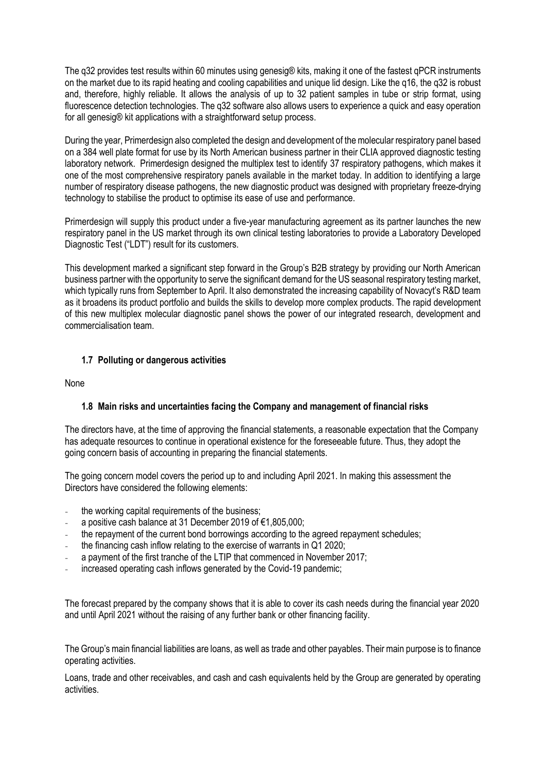The q32 provides test results within 60 minutes using genesig® kits, making it one of the fastest qPCR instruments on the market due to its rapid heating and cooling capabilities and unique lid design. Like the q16, the q32 is robust and, therefore, highly reliable. It allows the analysis of up to 32 patient samples in tube or strip format, using fluorescence detection technologies. The q32 software also allows users to experience a quick and easy operation for all genesig® kit applications with a straightforward setup process.

During the year, Primerdesign also completed the design and development of the molecular respiratory panel based on a 384 well plate format for use by its North American business partner in their CLIA approved diagnostic testing laboratory network. Primerdesign designed the multiplex test to identify 37 respiratory pathogens, which makes it one of the most comprehensive respiratory panels available in the market today. In addition to identifying a large number of respiratory disease pathogens, the new diagnostic product was designed with proprietary freeze-drying technology to stabilise the product to optimise its ease of use and performance.

Primerdesign will supply this product under a five-year manufacturing agreement as its partner launches the new respiratory panel in the US market through its own clinical testing laboratories to provide a Laboratory Developed Diagnostic Test ("LDT") result for its customers.

This development marked a significant step forward in the Group's B2B strategy by providing our North American business partner with the opportunity to serve the significant demand for the US seasonal respiratory testing market, which typically runs from September to April. It also demonstrated the increasing capability of Novacyt's R&D team as it broadens its product portfolio and builds the skills to develop more complex products. The rapid development of this new multiplex molecular diagnostic panel shows the power of our integrated research, development and commercialisation team.

### 1.7 Polluting or dangerous activities

None

### 1.8 Main risks and uncertainties facing the Company and management of financial risks

The directors have, at the time of approving the financial statements, a reasonable expectation that the Company has adequate resources to continue in operational existence for the foreseeable future. Thus, they adopt the going concern basis of accounting in preparing the financial statements.

The going concern model covers the period up to and including April 2021. In making this assessment the Directors have considered the following elements:

- the working capital requirements of the business;
- a positive cash balance at 31 December 2019 of €1,805,000;
- the repayment of the current bond borrowings according to the agreed repayment schedules;
- the financing cash inflow relating to the exercise of warrants in Q1 2020;
- a payment of the first tranche of the LTIP that commenced in November 2017;
- increased operating cash inflows generated by the Covid-19 pandemic;

The forecast prepared by the company shows that it is able to cover its cash needs during the financial year 2020 and until April 2021 without the raising of any further bank or other financing facility.

The Group's main financial liabilities are loans, as well as trade and other payables. Their main purpose is to finance operating activities.

Loans, trade and other receivables, and cash and cash equivalents held by the Group are generated by operating activities.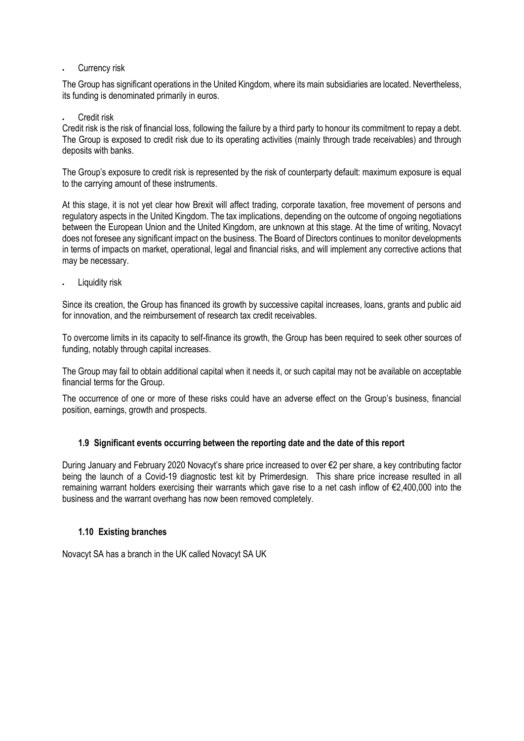- Currency risk

The Group has significant operations in the United Kingdom, where its main subsidiaries are located. Nevertheless, its funding is denominated primarily in euros.

- Credit risk

Credit risk is the risk of financial loss, following the failure by a third party to honour its commitment to repay a debt. The Group is exposed to credit risk due to its operating activities (mainly through trade receivables) and through deposits with banks.

The Group's exposure to credit risk is represented by the risk of counterparty default: maximum exposure is equal to the carrying amount of these instruments.

At this stage, it is not yet clear how Brexit will affect trading, corporate taxation, free movement of persons and regulatory aspects in the United Kingdom. The tax implications, depending on the outcome of ongoing negotiations between the European Union and the United Kingdom, are unknown at this stage. At the time of writing, Novacyt does not foresee any significant impact on the business. The Board of Directors continues to monitor developments in terms of impacts on market, operational, legal and financial risks, and will implement any corrective actions that may be necessary.

- Liquidity risk

Since its creation, the Group has financed its growth by successive capital increases, loans, grants and public aid for innovation, and the reimbursement of research tax credit receivables.

To overcome limits in its capacity to self-finance its growth, the Group has been required to seek other sources of funding, notably through capital increases.

The Group may fail to obtain additional capital when it needs it, or such capital may not be available on acceptable financial terms for the Group.

The occurrence of one or more of these risks could have an adverse effect on the Group's business, financial position, earnings, growth and prospects.

### 1.9 Significant events occurring between the reporting date and the date of this report

During January and February 2020 Novacyt's share price increased to over €2 per share, a key contributing factor being the launch of a Covid-19 diagnostic test kit by Primerdesign. This share price increase resulted in all remaining warrant holders exercising their warrants which gave rise to a net cash inflow of €2,400,000 into the business and the warrant overhang has now been removed completely.

### 1.10 Existing branches

Novacyt SA has a branch in the UK called Novacyt SA UK